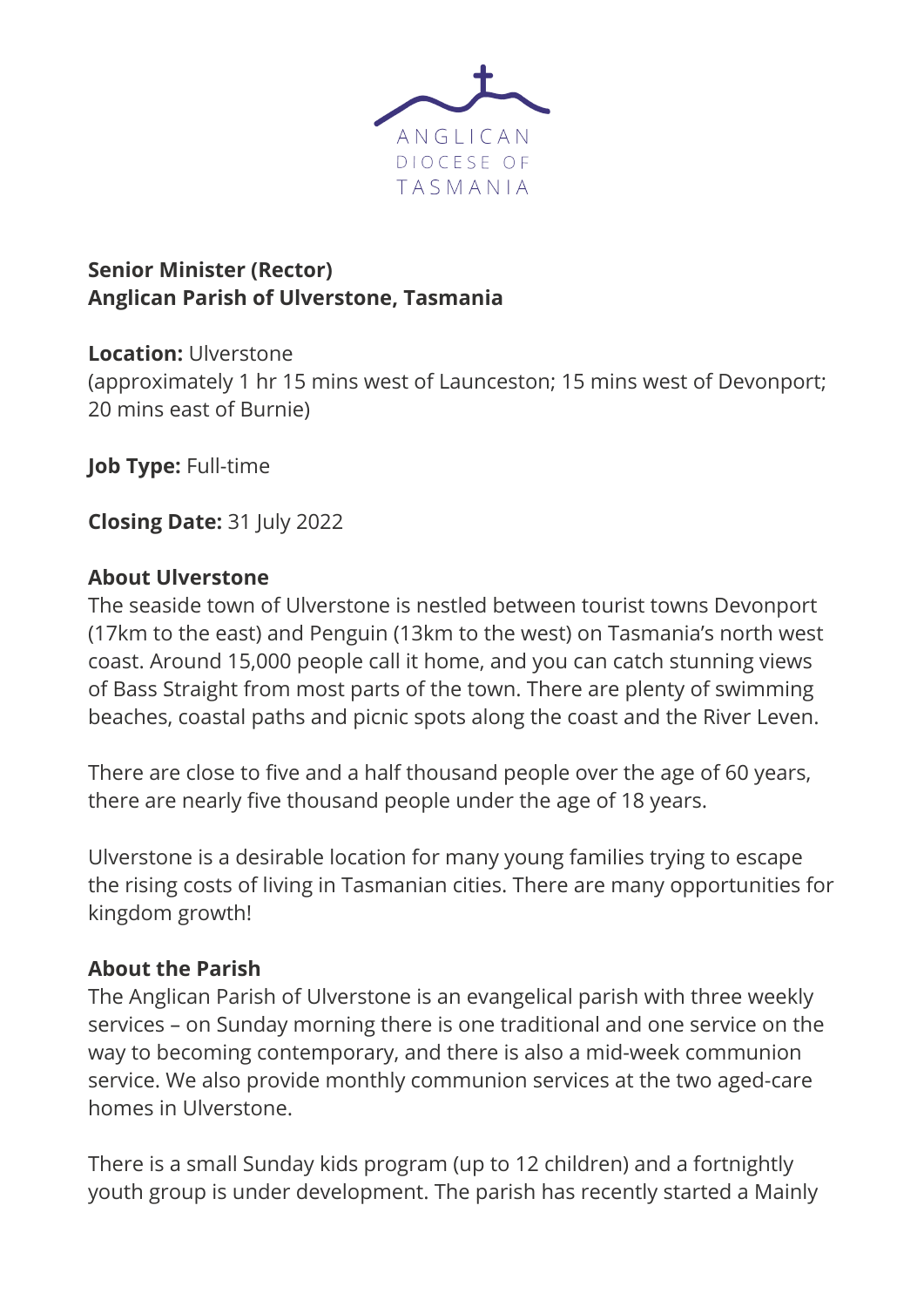ANGLICAN
DIOCESE OF
TASMANIA

**Senior Minister (Rector)**
**Anglican Parish of Ulverstone, Tasmania**

**Location:** Ulverstone
(approximately 1 hr 15 mins west of Launceston; 15 mins west of Devonport; 20 mins east of Burnie)

**Job Type:** Full-time

**Closing Date:** 31 July 2022

**About Ulverstone**

The seaside town of Ulverstone is nestled between tourist towns Devonport (17km to the east) and Penguin (13km to the west) on Tasmania's north west coast. Around 15,000 people call it home, and you can catch stunning views of Bass Straight from most parts of the town. There are plenty of swimming beaches, coastal paths and picnic spots along the coast and the River Leven.

There are close to five and a half thousand people over the age of 60 years, there are nearly five thousand people under the age of 18 years.

Ulverstone is a desirable location for many young families trying to escape the rising costs of living in Tasmanian cities. There are many opportunities for kingdom growth!

**About the Parish**

The Anglican Parish of Ulverstone is an evangelical parish with three weekly services – on Sunday morning there is one traditional and one service on the way to becoming contemporary, and there is also a mid-week communion service. We also provide monthly communion services at the two aged-care homes in Ulverstone.

There is a small Sunday kids program (up to 12 children) and a fortnightly youth group is under development. The parish has recently started a Mainly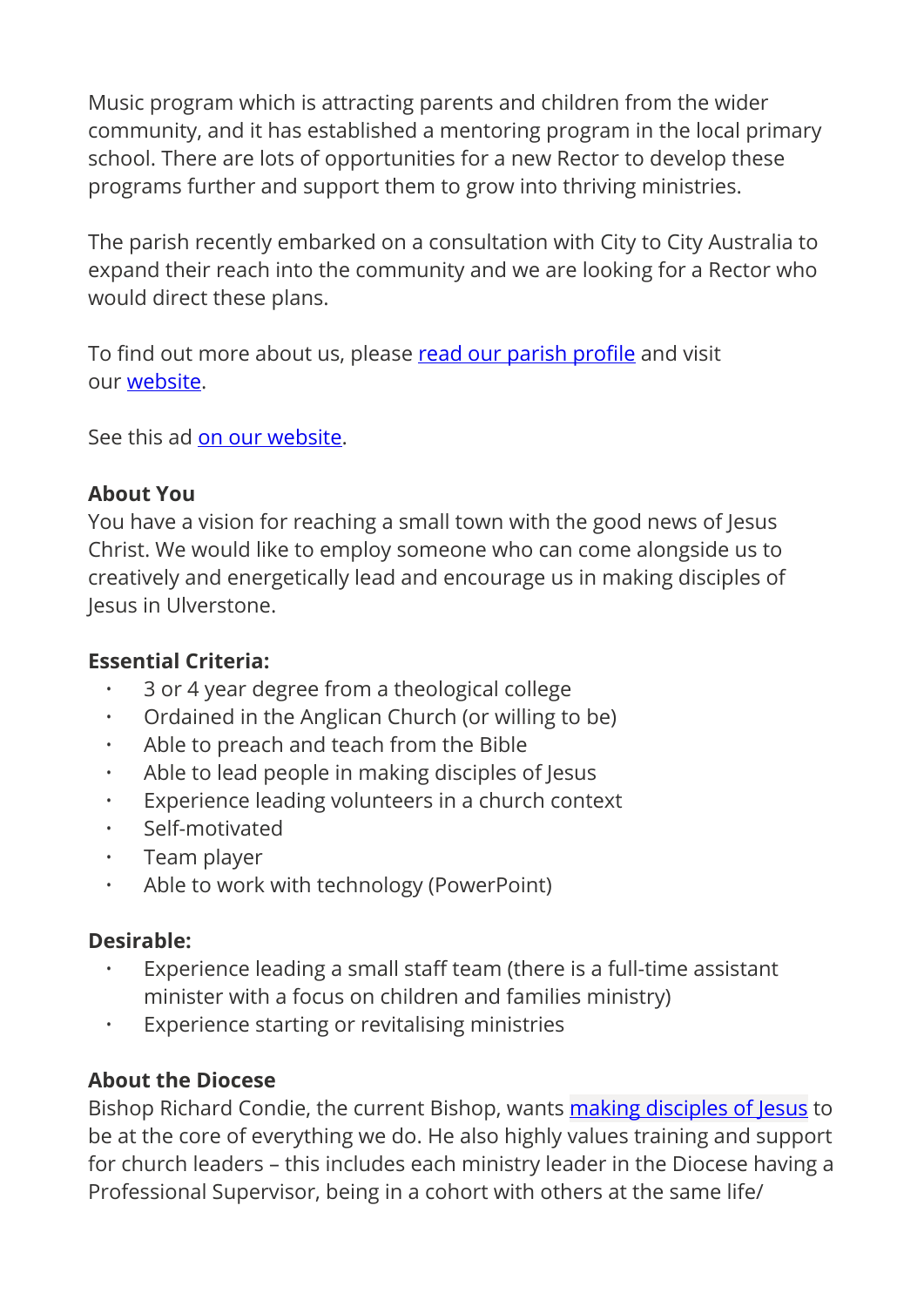Music program which is attracting parents and children from the wider community, and it has established a mentoring program in the local primary school. There are lots of opportunities for a new Rector to develop these programs further and support them to grow into thriving ministries.

The parish recently embarked on a consultation with City to City Australia to expand their reach into the community and we are looking for a Rector who would direct these plans.

To find out more about us, please read our parish profile and visit our website.

See this ad on our website.

**About You**
You have a vision for reaching a small town with the good news of Jesus Christ. We would like to employ someone who can come alongside us to creatively and energetically lead and encourage us in making disciples of Jesus in Ulverstone.

**Essential Criteria:**

- 3 or 4 year degree from a theological college
- Ordained in the Anglican Church (or willing to be)
- Able to preach and teach from the Bible
- Able to lead people in making disciples of Jesus
- Experience leading volunteers in a church context
- Self-motivated
- Team player
- Able to work with technology (PowerPoint)

**Desirable:**

- Experience leading a small staff team (there is a full-time assistant minister with a focus on children and families ministry)
- Experience starting or revitalising ministries

**About the Diocese**
Bishop Richard Condie, the current Bishop, wants making disciples of Jesus to be at the core of everything we do. He also highly values training and support for church leaders – this includes each ministry leader in the Diocese having a Professional Supervisor, being in a cohort with others at the same life/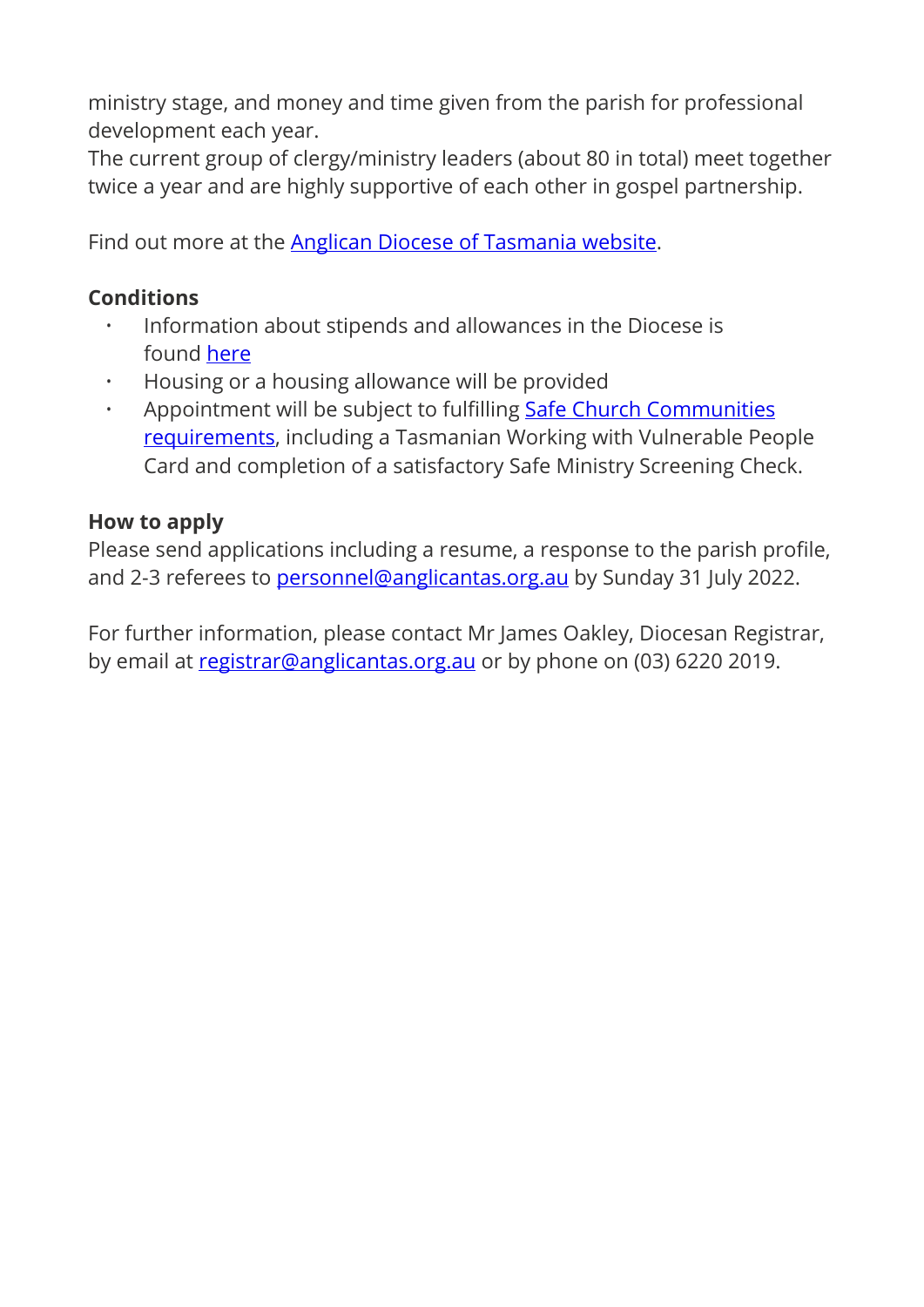ministry stage, and money and time given from the parish for professional development each year.
The current group of clergy/ministry leaders (about 80 in total) meet together twice a year and are highly supportive of each other in gospel partnership.

Find out more at the Anglican Diocese of Tasmania website.

**Conditions**

- Information about stipends and allowances in the Diocese is found here
- Housing or a housing allowance will be provided
- Appointment will be subject to fulfilling Safe Church Communities requirements, including a Tasmanian Working with Vulnerable People Card and completion of a satisfactory Safe Ministry Screening Check.

**How to apply**

Please send applications including a resume, a response to the parish profile, and 2-3 referees to personnel@anglicantas.org.au by Sunday 31 July 2022.

For further information, please contact Mr James Oakley, Diocesan Registrar, by email at registrar@anglicantas.org.au or by phone on (03) 6220 2019.